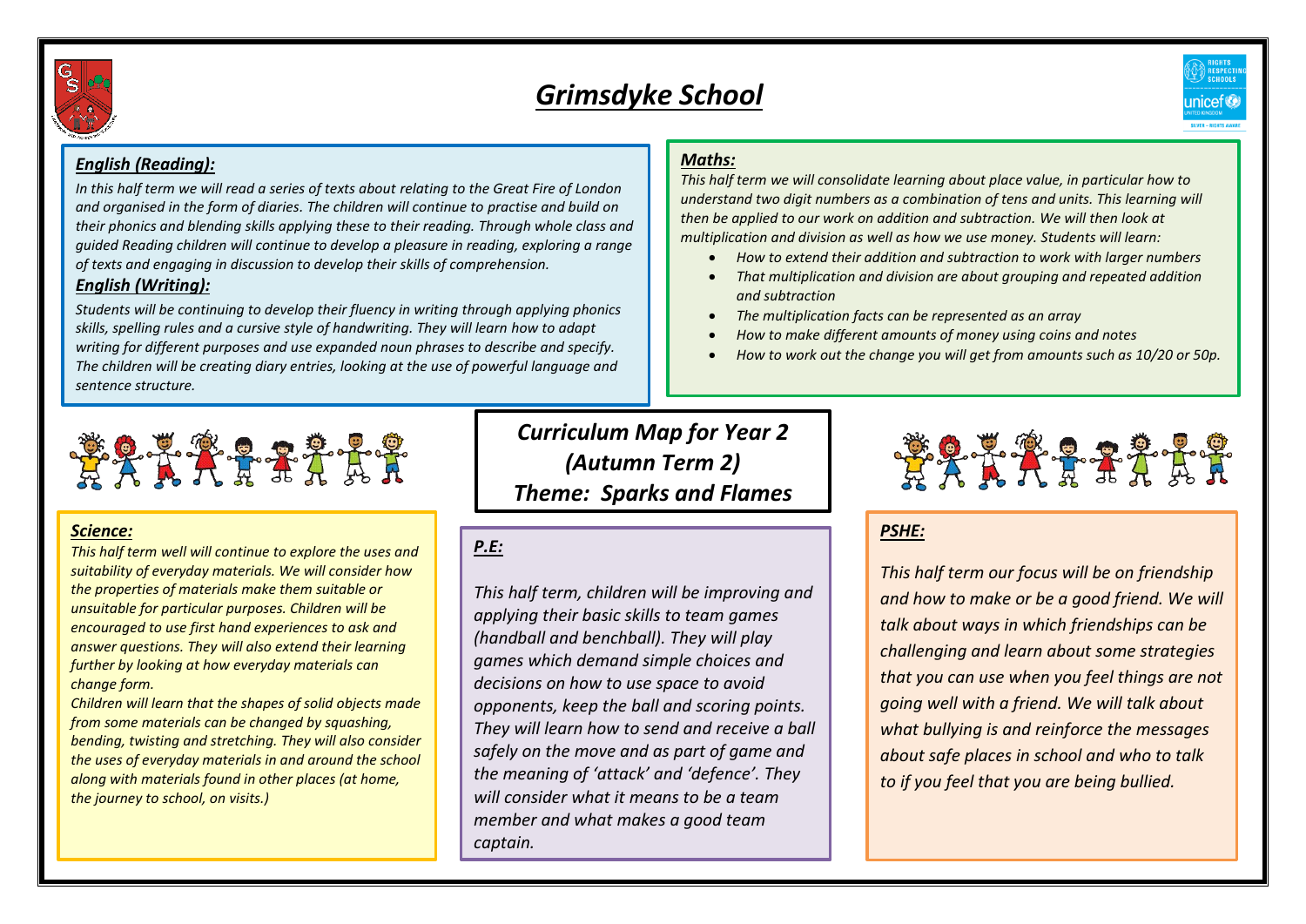# *Grimsdyke School*

## *Curriculum Map for Year 2 (Autumn Term 2) Theme: Sparks and Flames*

### *English (Reading):*

*In this half term we will read a series of texts about relating to the Great Fire of London and organised in the form of diaries. The children will continue to practise and build on their phonics and blending skills applying these to their reading. Through whole class and guided Reading children will continue to develop a pleasure in reading, exploring a range of texts and engaging in discussion to develop their skills of comprehension.*

### *English (Writing):*

*Students will be continuing to develop their fluency in writing through applying phonics skills, spelling rules and a cursive style of handwriting. They will learn how to adapt writing for different purposes and use expanded noun phrases to describe and specify. The children will be creating diary entries, looking at the use of powerful language and sentence structure.*

### *Maths:*

*This half term we will consolidate learning about place value, in particular how to understand two digit numbers as a combination of tens and units. This learning will then be applied to our work on addition and subtraction. We will then look at multiplication and division as well as how we use money. Students will learn:*

- *How to extend their addition and subtraction to work with larger numbers*
- *That multiplication and division are about grouping and repeated addition and subtraction*
- *The multiplication facts can be represented as an array*
- *How to make different amounts of money using coins and notes*
- *How to work out the change you will get from amounts such as 10/20 or 50p.*

### *Science:*

*This half term well will continue to explore the uses and suitability of everyday materials. We will consider how the properties of materials make them suitable or unsuitable for particular purposes. Children will be encouraged to use first hand experiences to ask and answer questions. They will also extend their learning further by looking at how everyday materials can change form.*

*Children will learn that the shapes of solid objects made from some materials can be changed by squashing, bending, twisting and stretching. They will also consider the uses of everyday materials in and around the school along with materials found in other places (at home, the journey to school, on visits.)*

### *P.E:*

*This half term, children will be improving and applying their basic skills to team games (handball and benchball). They will play games which demand simple choices and decisions on how to use space to avoid opponents, keep the ball and scoring points. They will learn how to send and receive a ball safely on the move and as part of game and the meaning of 'attack' and 'defence'. They will consider what it means to be a team member and what makes a good team captain.*

### *PSHE:*

*This half term our focus will be on friendship and how to make or be a good friend. We will talk about ways in which friendships can be challenging and learn about some strategies that you can use when you feel things are not going well with a friend. We will talk about what bullying is and reinforce the messages about safe places in school and who to talk to if you feel that you are being bullied.*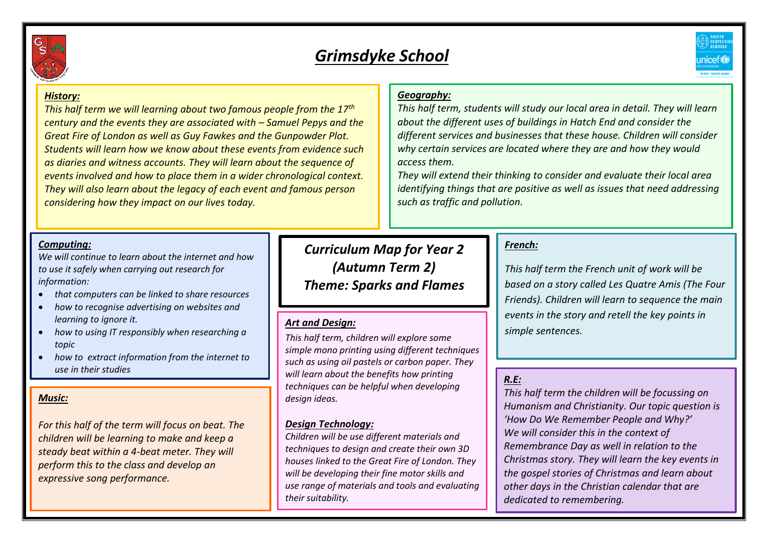# Grimsdyke School

## Curriculum Map for Year 2 (Autumn Term 2)
## Theme: Sparks and Flames

### *History:*

*This half term we will learning about two famous people from the 17th century and the events they are associated with – Samuel Pepys and the Great Fire of London as well as Guy Fawkes and the Gunpowder Plot. Students will learn how we know about these events from evidence such as diaries and witness accounts. They will learn about the sequence of events involved and how to place them in a wider chronological context. They will also learn about the legacy of each event and famous person considering how they impact on our lives today.*

### *Geography:*

*This half term, students will study our local area in detail. They will learn about the different uses of buildings in Hatch End and consider the different services and businesses that these house. Children will consider why certain services are located where they are and how they would access them.*

*They will extend their thinking to consider and evaluate their local area identifying things that are positive as well as issues that need addressing such as traffic and pollution.*

### *Computing:*

*We will continue to learn about the internet and how to use it safely when carrying out research for information:*

- *that computers can be linked to share resources*
- *how to recognise advertising on websites and learning to ignore it.*
- *how to using IT responsibly when researching a topic*
- *how to extract information from the internet to use in their studies*

### *Music:*

*For this half of the term will focus on beat. The children will be learning to make and keep a steady beat within a 4-beat meter. They will perform this to the class and develop an expressive song performance.*

### *Art and Design:*

*This half term, children will explore some simple mono printing using different techniques such as using oil pastels or carbon paper. They will learn about the benefits how printing techniques can be helpful when developing design ideas.*

### *Design Technology:*

*Children will be use different materials and techniques to design and create their own 3D houses linked to the Great Fire of London. They will be developing their fine motor skills and use range of materials and tools and evaluating their suitability.*

### *French:*

*This half term the French unit of work will be based on a story called Les Quatre Amis (The Four Friends). Children will learn to sequence the main events in the story and retell the key points in simple sentences.*

### *R.E:*

*This half term the children will be focussing on Humanism and Christianity. Our topic question is 'How Do We Remember People and Why?'*
*We will consider this in the context of Remembrance Day as well in relation to the Christmas story. They will learn the key events in the gospel stories of Christmas and learn about other days in the Christian calendar that are dedicated to remembering.*